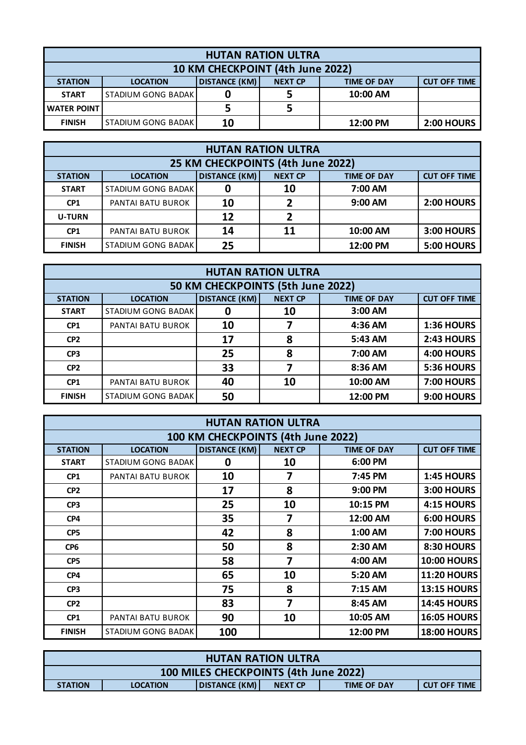## HUTAN RATION ULTRA

### 10 KM CHECKPOINT (4th June 2022)

| STATION | LOCATION | DISTANCE (KM) | NEXT CP | TIME OF DAY | CUT OFF TIME |
|---|---|---|---|---|---|
| START | STADIUM GONG BADAK | 0 | 5 | 10:00 AM | |
| WATER POINT | | 5 | 5 | | |
| FINISH | STADIUM GONG BADAK | 10 | | 12:00 PM | 2:00 HOURS |

## HUTAN RATION ULTRA

### 25 KM CHECKPOINTS (4th June 2022)

| STATION | LOCATION | DISTANCE (KM) | NEXT CP | TIME OF DAY | CUT OFF TIME |
|---|---|---|---|---|---|
| START | STADIUM GONG BADAK | 0 | 10 | 7:00 AM | |
| CP1 | PANTAI BATU BUROK | 10 | 2 | 9:00 AM | 2:00 HOURS |
| U-TURN | | 12 | 2 | | |
| CP1 | PANTAI BATU BUROK | 14 | 11 | 10:00 AM | 3:00 HOURS |
| FINISH | STADIUM GONG BADAK | 25 | | 12:00 PM | 5:00 HOURS |

## HUTAN RATION ULTRA

### 50 KM CHECKPOINTS (5th June 2022)

| STATION | LOCATION | DISTANCE (KM) | NEXT CP | TIME OF DAY | CUT OFF TIME |
|---|---|---|---|---|---|
| START | STADIUM GONG BADAK | 0 | 10 | 3:00 AM | |
| CP1 | PANTAI BATU BUROK | 10 | 7 | 4:36 AM | 1:36 HOURS |
| CP2 | | 17 | 8 | 5:43 AM | 2:43 HOURS |
| CP3 | | 25 | 8 | 7:00 AM | 4:00 HOURS |
| CP2 | | 33 | 7 | 8:36 AM | 5:36 HOURS |
| CP1 | PANTAI BATU BUROK | 40 | 10 | 10:00 AM | 7:00 HOURS |
| FINISH | STADIUM GONG BADAK | 50 | | 12:00 PM | 9:00 HOURS |

## HUTAN RATION ULTRA

### 100 KM CHECKPOINTS (4th June 2022)

| STATION | LOCATION | DISTANCE (KM) | NEXT CP | TIME OF DAY | CUT OFF TIME |
|---|---|---|---|---|---|
| START | STADIUM GONG BADAK | 0 | 10 | 6:00 PM | |
| CP1 | PANTAI BATU BUROK | 10 | 7 | 7:45 PM | 1:45 HOURS |
| CP2 | | 17 | 8 | 9:00 PM | 3:00 HOURS |
| CP3 | | 25 | 10 | 10:15 PM | 4:15 HOURS |
| CP4 | | 35 | 7 | 12:00 AM | 6:00 HOURS |
| CP5 | | 42 | 8 | 1:00 AM | 7:00 HOURS |
| CP6 | | 50 | 8 | 2:30 AM | 8:30 HOURS |
| CP5 | | 58 | 7 | 4:00 AM | 10:00 HOURS |
| CP4 | | 65 | 10 | 5:20 AM | 11:20 HOURS |
| CP3 | | 75 | 8 | 7:15 AM | 13:15 HOURS |
| CP2 | | 83 | 7 | 8:45 AM | 14:45 HOURS |
| CP1 | PANTAI BATU BUROK | 90 | 10 | 10:05 AM | 16:05 HOURS |
| FINISH | STADIUM GONG BADAK | 100 | | 12:00 PM | 18:00 HOURS |

## HUTAN RATION ULTRA

### 100 MILES CHECKPOINTS (4th June 2022)

| STATION | LOCATION | DISTANCE (KM) | NEXT CP | TIME OF DAY | CUT OFF TIME |
|---|---|---|---|---|---|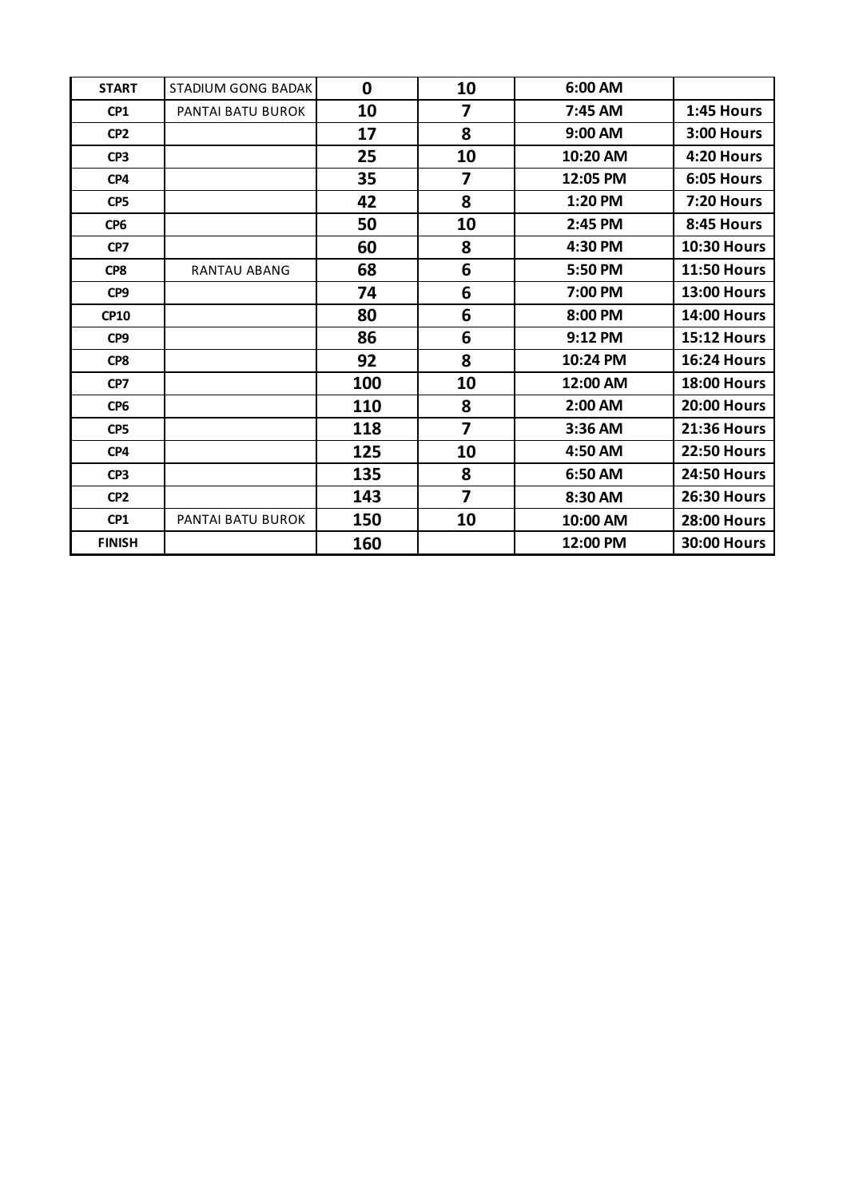| | | | | | |
|---|---|---|---|---|---|
| **START** | STADIUM GONG BADAK | **0** | **10** | **6:00 AM** | |
| **CP1** | PANTAI BATU BUROK | **10** | **7** | **7:45 AM** | **1:45 Hours** |
| **CP2** | | **17** | **8** | **9:00 AM** | **3:00 Hours** |
| **CP3** | | **25** | **10** | **10:20 AM** | **4:20 Hours** |
| **CP4** | | **35** | **7** | **12:05 PM** | **6:05 Hours** |
| **CP5** | | **42** | **8** | **1:20 PM** | **7:20 Hours** |
| **CP6** | | **50** | **10** | **2:45 PM** | **8:45 Hours** |
| **CP7** | | **60** | **8** | **4:30 PM** | **10:30 Hours** |
| **CP8** | RANTAU ABANG | **68** | **6** | **5:50 PM** | **11:50 Hours** |
| **CP9** | | **74** | **6** | **7:00 PM** | **13:00 Hours** |
| **CP10** | | **80** | **6** | **8:00 PM** | **14:00 Hours** |
| **CP9** | | **86** | **6** | **9:12 PM** | **15:12 Hours** |
| **CP8** | | **92** | **8** | **10:24 PM** | **16:24 Hours** |
| **CP7** | | **100** | **10** | **12:00 AM** | **18:00 Hours** |
| **CP6** | | **110** | **8** | **2:00 AM** | **20:00 Hours** |
| **CP5** | | **118** | **7** | **3:36 AM** | **21:36 Hours** |
| **CP4** | | **125** | **10** | **4:50 AM** | **22:50 Hours** |
| **CP3** | | **135** | **8** | **6:50 AM** | **24:50 Hours** |
| **CP2** | | **143** | **7** | **8:30 AM** | **26:30 Hours** |
| **CP1** | PANTAI BATU BUROK | **150** | **10** | **10:00 AM** | **28:00 Hours** |
| **FINISH** | | **160** | | **12:00 PM** | **30:00 Hours** |